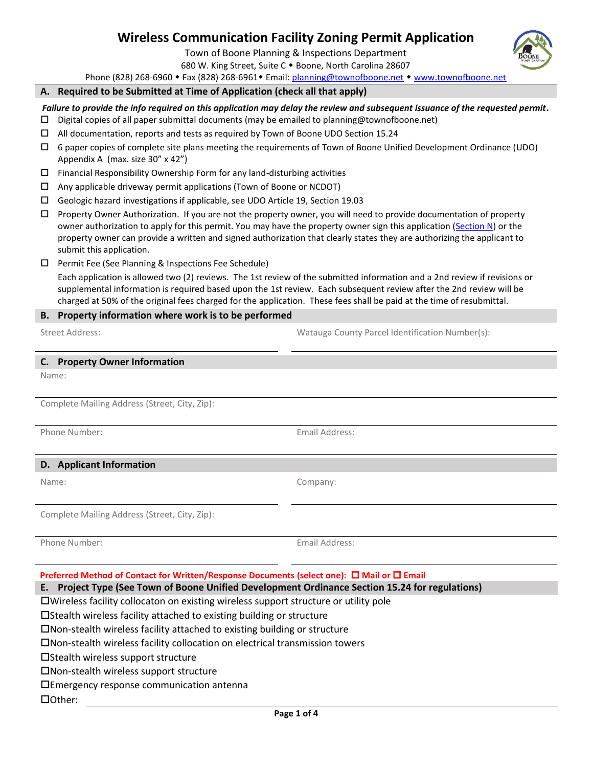# Wireless Communication Facility Zoning Permit Application

Town of Boone Planning & Inspections Department
680 W. King Street, Suite C ◆ Boone, North Carolina 28607
Phone (828) 268-6960 ◆ Fax (828) 268-6961◆ Email: planning@townofboone.net ◆ www.townofboone.net

## A. Required to be Submitted at Time of Application (check all that apply)

***Failure to provide the info required on this application may delay the review and subsequent issuance of the requested permit.***

- ☐ Digital copies of all paper submittal documents (may be emailed to planning@townofboone.net)
- ☐ All documentation, reports and tests as required by Town of Boone UDO Section 15.24
- ☐ 6 paper copies of complete site plans meeting the requirements of Town of Boone Unified Development Ordinance (UDO) Appendix A (max. size 30" x 42")
- ☐ Financial Responsibility Ownership Form for any land-disturbing activities
- ☐ Any applicable driveway permit applications (Town of Boone or NCDOT)
- ☐ Geologic hazard investigations if applicable, see UDO Article 19, Section 19.03
- ☐ Property Owner Authorization. If you are not the property owner, you will need to provide documentation of property owner authorization to apply for this permit. You may have the property owner sign this application (Section N) or the property owner can provide a written and signed authorization that clearly states they are authorizing the applicant to submit this application.
- ☐ Permit Fee (See Planning & Inspections Fee Schedule)

  Each application is allowed two (2) reviews. The 1st review of the submitted information and a 2nd review if revisions or supplemental information is required based upon the 1st review. Each subsequent review after the 2nd review will be charged at 50% of the original fees charged for the application. These fees shall be paid at the time of resubmittal.

## B. Property information where work is to be performed

Street Address: ______________________ Watauga County Parcel Identification Number(s): ______________________

## C. Property Owner Information

Name: ______________________

Complete Mailing Address (Street, City, Zip): ______________________

Phone Number: ______________________ Email Address: ______________________

## D. Applicant Information

Name: ______________________ Company: ______________________

Complete Mailing Address (Street, City, Zip): ______________________

Phone Number: ______________________ Email Address: ______________________

**Preferred Method of Contact for Written/Response Documents (select one): ☐ Mail or ☐ Email**

## E. Project Type (See Town of Boone Unified Development Ordinance Section 15.24 for regulations)

- ☐Wireless facility collocaton on existing wireless support structure or utility pole
- ☐Stealth wireless facility attached to existing building or structure
- ☐Non-stealth wireless facility attached to existing building or structure
- ☐Non-stealth wireless facility collocation on electrical transmission towers
- ☐Stealth wireless support structure
- ☐Non-stealth wireless support structure
- ☐Emergency response communication antenna
- ☐Other: ______________________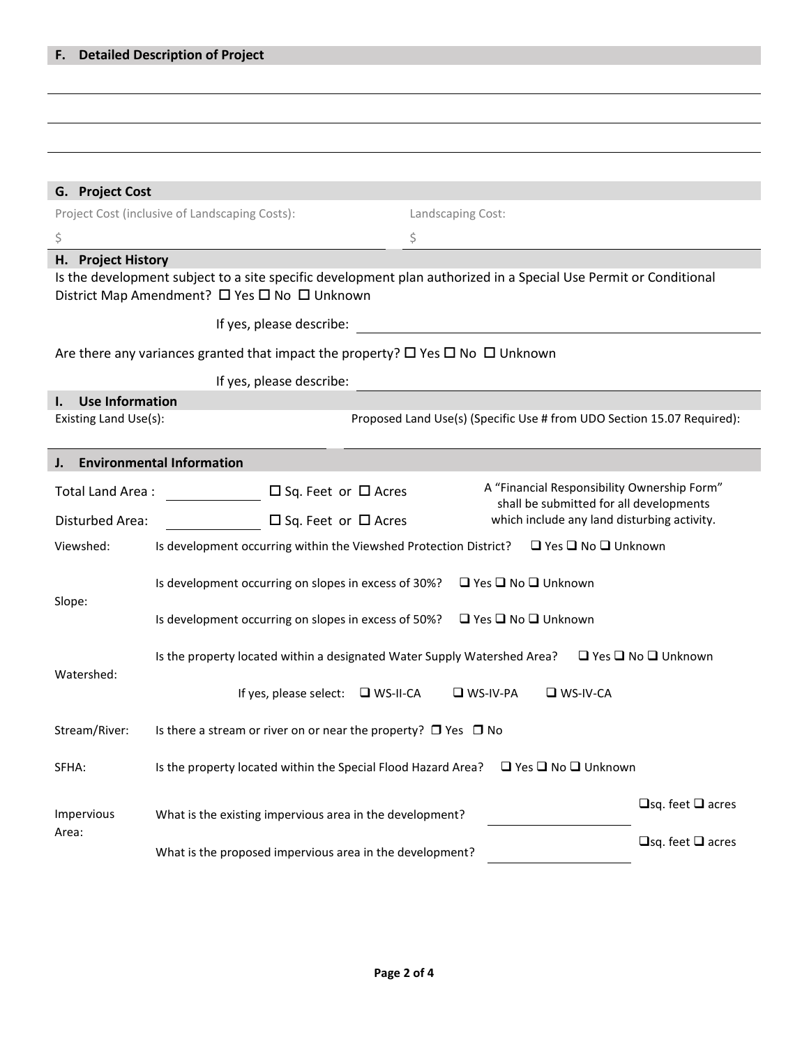## F. Detailed Description of Project

## G. Project Cost

Project Cost (inclusive of Landscaping Costs): $

Landscaping Cost: $

## H. Project History

Is the development subject to a site specific development plan authorized in a Special Use Permit or Conditional District Map Amendment? ☐ Yes ☐ No ☐ Unknown

If yes, please describe: \_\_\_\_\_\_\_\_\_\_\_\_\_\_\_\_\_\_\_\_

Are there any variances granted that impact the property? ☐ Yes ☐ No ☐ Unknown

If yes, please describe: \_\_\_\_\_\_\_\_\_\_\_\_\_\_\_\_\_\_\_\_

## I. Use Information

Existing Land Use(s): \_\_\_\_\_\_\_\_\_\_\_\_\_\_\_\_\_\_\_\_

Proposed Land Use(s) (Specific Use # from UDO Section 15.07 Required): \_\_\_\_\_\_\_\_\_\_\_\_\_\_\_\_\_\_\_\_

## J. Environmental Information

Total Land Area : \_\_\_\_\_\_\_\_\_\_ ☐ Sq. Feet or ☐ Acres

Disturbed Area: \_\_\_\_\_\_\_\_\_\_ ☐ Sq. Feet or ☐ Acres

A "Financial Responsibility Ownership Form" shall be submitted for all developments which include any land disturbing activity.

**Viewshed:** Is development occurring within the Viewshed Protection District? ☐ Yes ☐ No ☐ Unknown

**Slope:**

- Is development occurring on slopes in excess of 30%? ☐ Yes ☐ No ☐ Unknown
- Is development occurring on slopes in excess of 50%? ☐ Yes ☐ No ☐ Unknown

**Watershed:**

- Is the property located within a designated Water Supply Watershed Area? ☐ Yes ☐ No ☐ Unknown
- If yes, please select: ☐ WS-II-CA ☐ WS-IV-PA ☐ WS-IV-CA

**Stream/River:** Is there a stream or river on or near the property? ☐ Yes ☐ No

**SFHA:** Is the property located within the Special Flood Hazard Area? ☐ Yes ☐ No ☐ Unknown

**Impervious Area:**

- What is the existing impervious area in the development? \_\_\_\_\_\_\_\_\_\_ ☐sq. feet ☐ acres
- What is the proposed impervious area in the development? \_\_\_\_\_\_\_\_\_\_ ☐sq. feet ☐ acres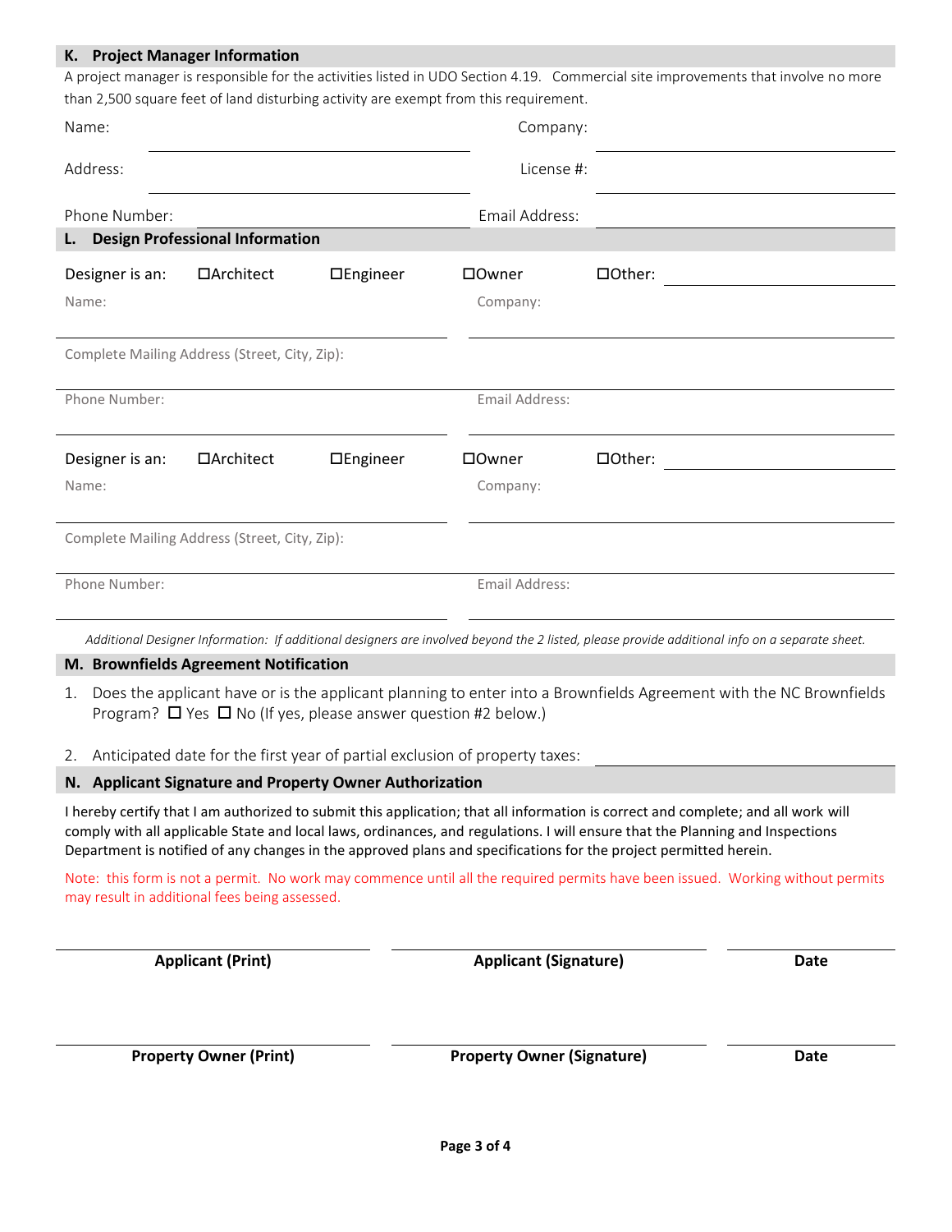## K. Project Manager Information

A project manager is responsible for the activities listed in UDO Section 4.19. Commercial site improvements that involve no more than 2,500 square feet of land disturbing activity are exempt from this requirement.

Name: ______________________ Company: ______________________

Address: ______________________ License #: ______________________

Phone Number: ______________________ Email Address: ______________________

## L. Design Professional Information

Designer is an: ☐Architect ☐Engineer ☐Owner ☐Other: ______________________

Name: ______________________ Company: ______________________

Complete Mailing Address (Street, City, Zip): ______________________

Phone Number: ______________________ Email Address: ______________________

Designer is an: ☐Architect ☐Engineer ☐Owner ☐Other: ______________________

Name: ______________________ Company: ______________________

Complete Mailing Address (Street, City, Zip): ______________________

Phone Number: ______________________ Email Address: ______________________

*Additional Designer Information: If additional designers are involved beyond the 2 listed, please provide additional info on a separate sheet.*

## M. Brownfields Agreement Notification

1. Does the applicant have or is the applicant planning to enter into a Brownfields Agreement with the NC Brownfields Program? ☐ Yes ☐ No (If yes, please answer question #2 below.)
2. Anticipated date for the first year of partial exclusion of property taxes: ______________________

## N. Applicant Signature and Property Owner Authorization

I hereby certify that I am authorized to submit this application; that all information is correct and complete; and all work will comply with all applicable State and local laws, ordinances, and regulations. I will ensure that the Planning and Inspections Department is notified of any changes in the approved plans and specifications for the project permitted herein.

Note: this form is not a permit. No work may commence until all the required permits have been issued. Working without permits may result in additional fees being assessed.

| **Applicant (Print)** | **Applicant (Signature)** | **Date** |
|---|---|---|
| | | |

| **Property Owner (Print)** | **Property Owner (Signature)** | **Date** |
|---|---|---|
| | | |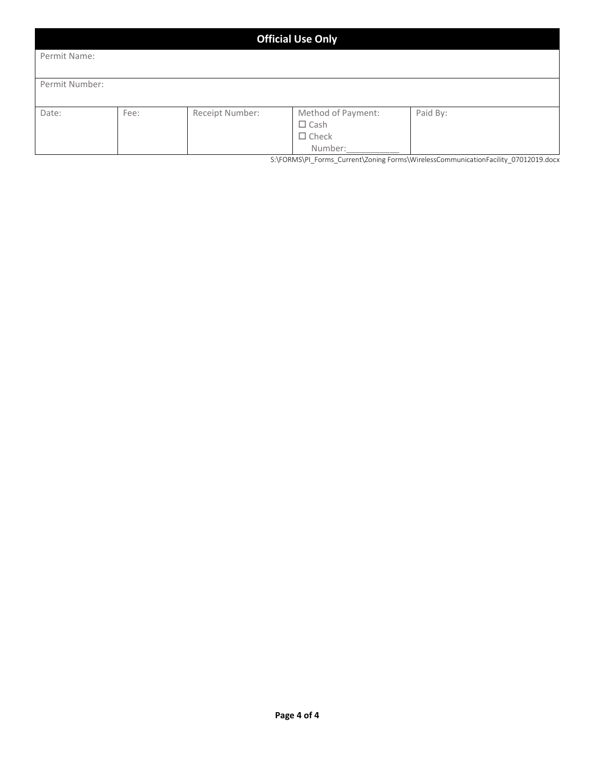## Official Use Only

| | | | | |
|---|---|---|---|---|
| Permit Name: | | | | |
| Permit Number: | | | | |
| Date: | Fee: | Receipt Number: | Method of Payment:<br>☐ Cash<br>☐ Check<br>Number:___________ | Paid By: |

S:\FORMS\PI_Forms_Current\Zoning Forms\WirelessCommunicationFacility_07012019.docx